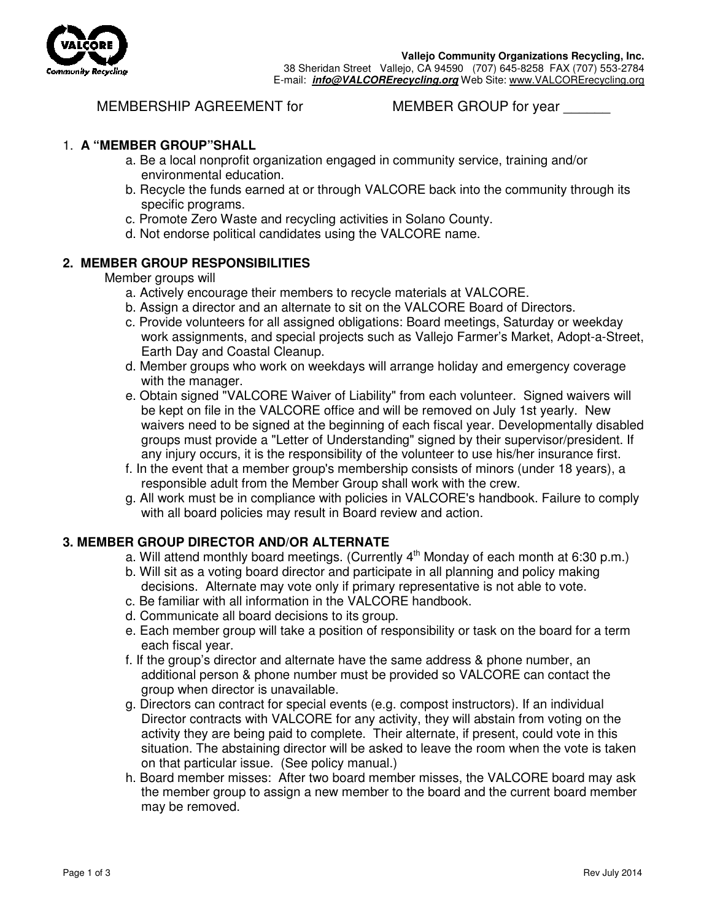**Vallejo Community Organizations Recycling, Inc.**
38 Sheridan Street Vallejo, CA 94590 (707) 645-8258 FAX (707) 553-2784
E-mail: ***info@VALCORErecycling.org*** Web Site: www.VALCORErecycling.org

MEMBERSHIP AGREEMENT for MEMBER GROUP for year ______

1. **A "MEMBER GROUP"SHALL**
   a. Be a local nonprofit organization engaged in community service, training and/or environmental education.
   b. Recycle the funds earned at or through VALCORE back into the community through its specific programs.
   c. Promote Zero Waste and recycling activities in Solano County.
   d. Not endorse political candidates using the VALCORE name.

**2. MEMBER GROUP RESPONSIBILITIES**

Member groups will

   a. Actively encourage their members to recycle materials at VALCORE.
   b. Assign a director and an alternate to sit on the VALCORE Board of Directors.
   c. Provide volunteers for all assigned obligations: Board meetings, Saturday or weekday work assignments, and special projects such as Vallejo Farmer's Market, Adopt-a-Street, Earth Day and Coastal Cleanup.
   d. Member groups who work on weekdays will arrange holiday and emergency coverage with the manager.
   e. Obtain signed "VALCORE Waiver of Liability" from each volunteer. Signed waivers will be kept on file in the VALCORE office and will be removed on July 1st yearly. New waivers need to be signed at the beginning of each fiscal year. Developmentally disabled groups must provide a "Letter of Understanding" signed by their supervisor/president. If any injury occurs, it is the responsibility of the volunteer to use his/her insurance first.
   f. In the event that a member group's membership consists of minors (under 18 years), a responsible adult from the Member Group shall work with the crew.
   g. All work must be in compliance with policies in VALCORE's handbook. Failure to comply with all board policies may result in Board review and action.

**3. MEMBER GROUP DIRECTOR AND/OR ALTERNATE**

   a. Will attend monthly board meetings. (Currently 4th Monday of each month at 6:30 p.m.)
   b. Will sit as a voting board director and participate in all planning and policy making decisions. Alternate may vote only if primary representative is not able to vote.
   c. Be familiar with all information in the VALCORE handbook.
   d. Communicate all board decisions to its group.
   e. Each member group will take a position of responsibility or task on the board for a term each fiscal year.
   f. If the group's director and alternate have the same address & phone number, an additional person & phone number must be provided so VALCORE can contact the group when director is unavailable.
   g. Directors can contract for special events (e.g. compost instructors). If an individual Director contracts with VALCORE for any activity, they will abstain from voting on the activity they are being paid to complete. Their alternate, if present, could vote in this situation. The abstaining director will be asked to leave the room when the vote is taken on that particular issue. (See policy manual.)
   h. Board member misses: After two board member misses, the VALCORE board may ask the member group to assign a new member to the board and the current board member may be removed.

Rev July 2014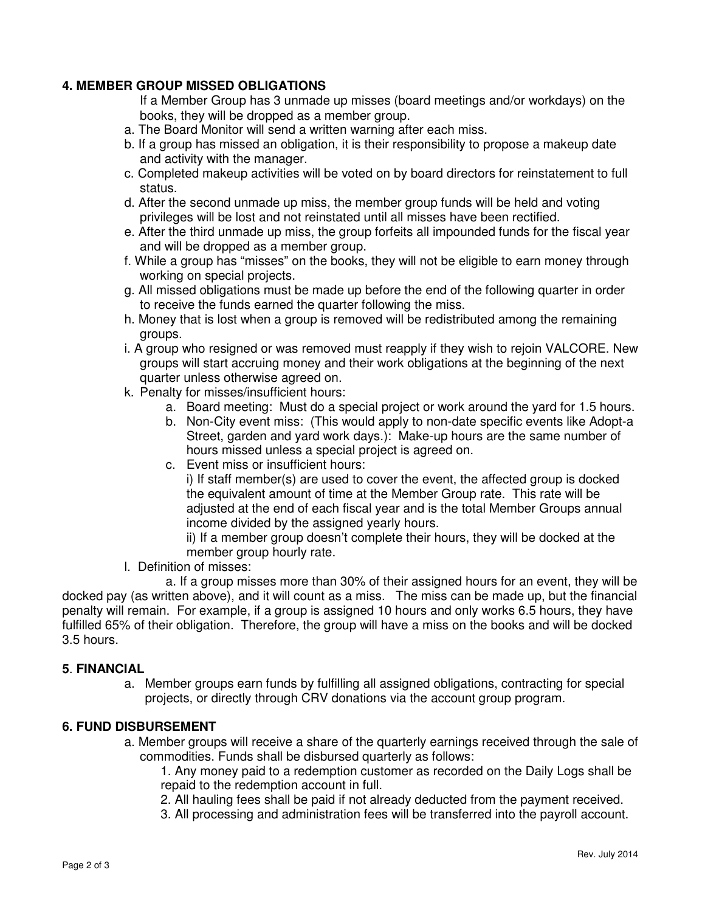**4. MEMBER GROUP MISSED OBLIGATIONS**

If a Member Group has 3 unmade up misses (board meetings and/or workdays) on the books, they will be dropped as a member group.

a. The Board Monitor will send a written warning after each miss.

b. If a group has missed an obligation, it is their responsibility to propose a makeup date and activity with the manager.

c. Completed makeup activities will be voted on by board directors for reinstatement to full status.

d. After the second unmade up miss, the member group funds will be held and voting privileges will be lost and not reinstated until all misses have been rectified.

e. After the third unmade up miss, the group forfeits all impounded funds for the fiscal year and will be dropped as a member group.

f. While a group has "misses" on the books, they will not be eligible to earn money through working on special projects.

g. All missed obligations must be made up before the end of the following quarter in order to receive the funds earned the quarter following the miss.

h. Money that is lost when a group is removed will be redistributed among the remaining groups.

i. A group who resigned or was removed must reapply if they wish to rejoin VALCORE. New groups will start accruing money and their work obligations at the beginning of the next quarter unless otherwise agreed on.

k. Penalty for misses/insufficient hours:

   a. Board meeting: Must do a special project or work around the yard for 1.5 hours.

   b. Non-City event miss: (This would apply to non-date specific events like Adopt-a Street, garden and yard work days.): Make-up hours are the same number of hours missed unless a special project is agreed on.

   c. Event miss or insufficient hours:

      i) If staff member(s) are used to cover the event, the affected group is docked the equivalent amount of time at the Member Group rate. This rate will be adjusted at the end of each fiscal year and is the total Member Groups annual income divided by the assigned yearly hours.

      ii) If a member group doesn't complete their hours, they will be docked at the member group hourly rate.

l. Definition of misses:

   a. If a group misses more than 30% of their assigned hours for an event, they will be docked pay (as written above), and it will count as a miss. The miss can be made up, but the financial penalty will remain. For example, if a group is assigned 10 hours and only works 6.5 hours, they have fulfilled 65% of their obligation. Therefore, the group will have a miss on the books and will be docked 3.5 hours.

**5. FINANCIAL**

a. Member groups earn funds by fulfilling all assigned obligations, contracting for special projects, or directly through CRV donations via the account group program.

**6. FUND DISBURSEMENT**

a. Member groups will receive a share of the quarterly earnings received through the sale of commodities. Funds shall be disbursed quarterly as follows:

   1. Any money paid to a redemption customer as recorded on the Daily Logs shall be repaid to the redemption account in full.

   2. All hauling fees shall be paid if not already deducted from the payment received.

   3. All processing and administration fees will be transferred into the payroll account.

Rev. July 2014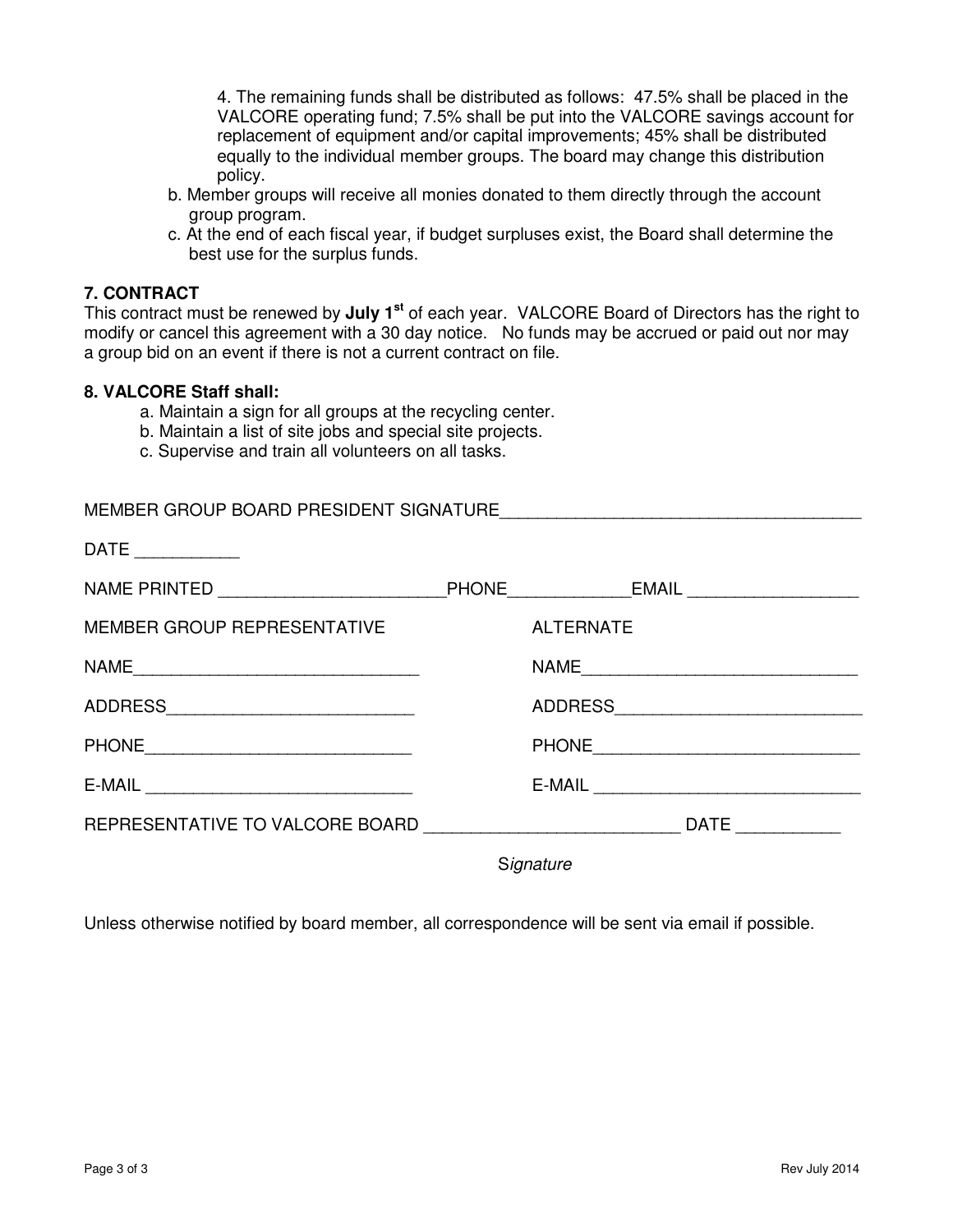4. The remaining funds shall be distributed as follows: 47.5% shall be placed in the VALCORE operating fund; 7.5% shall be put into the VALCORE savings account for replacement of equipment and/or capital improvements; 45% shall be distributed equally to the individual member groups. The board may change this distribution policy.

b. Member groups will receive all monies donated to them directly through the account group program.

c. At the end of each fiscal year, if budget surpluses exist, the Board shall determine the best use for the surplus funds.

**7. CONTRACT**

This contract must be renewed by **July 1st** of each year. VALCORE Board of Directors has the right to modify or cancel this agreement with a 30 day notice. No funds may be accrued or paid out nor may a group bid on an event if there is not a current contract on file.

**8. VALCORE Staff shall:**

a. Maintain a sign for all groups at the recycling center.

b. Maintain a list of site jobs and special site projects.

c. Supervise and train all volunteers on all tasks.

MEMBER GROUP BOARD PRESIDENT SIGNATURE______________________________________

DATE ___________

NAME PRINTED ________________________PHONE_____________EMAIL __________________

| MEMBER GROUP REPRESENTATIVE | ALTERNATE |
|---|---|
| NAME______________________________ | NAME_____________________________ |
| ADDRESS__________________________ | ADDRESS__________________________ |
| PHONE____________________________ | PHONE____________________________ |
| E-MAIL ____________________________ | E-MAIL ____________________________ |

REPRESENTATIVE TO VALCORE BOARD ___________________________ DATE ___________

*Signature*

Unless otherwise notified by board member, all correspondence will be sent via email if possible.